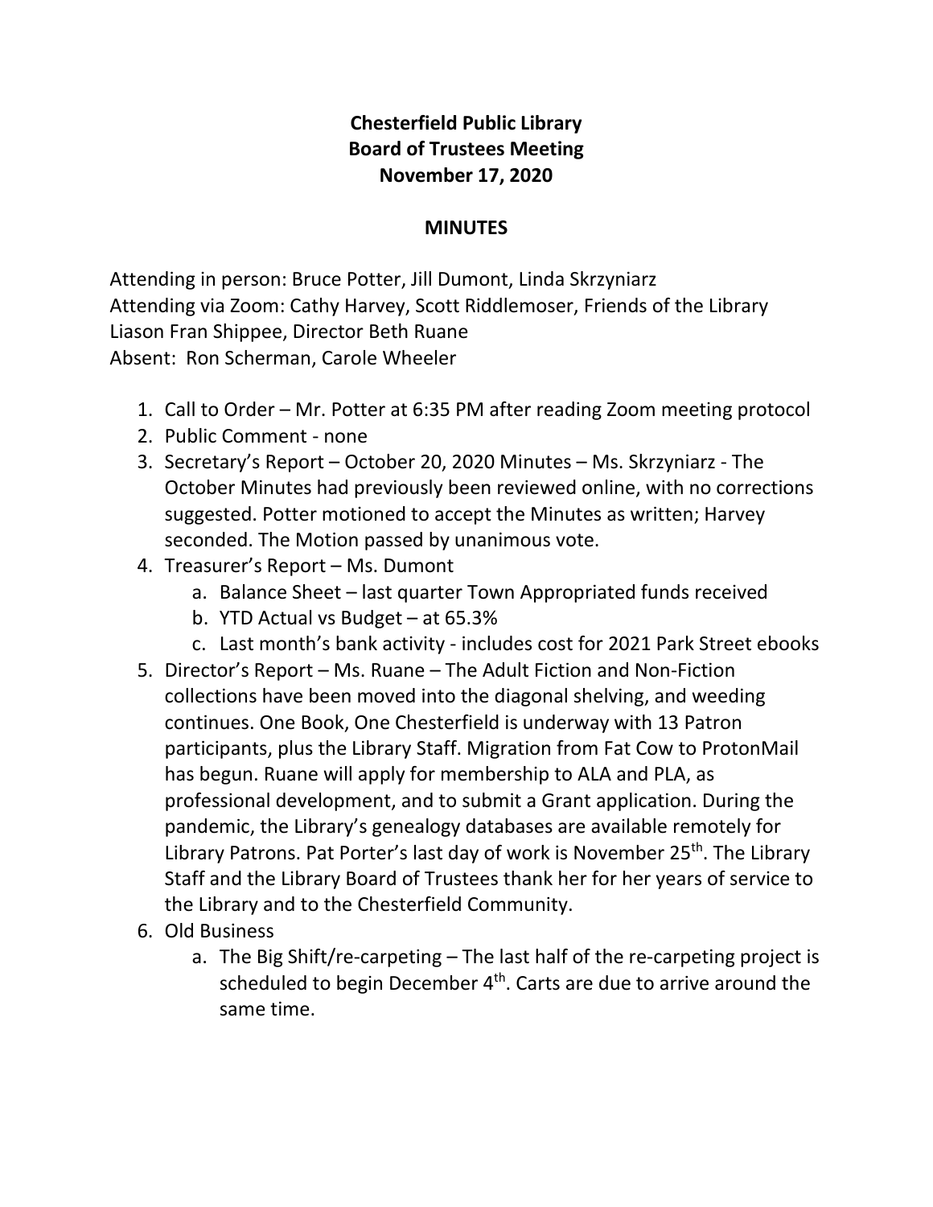# Chesterfield Public Library
## Board of Trustees Meeting
## November 17, 2020

## MINUTES

Attending in person: Bruce Potter, Jill Dumont, Linda Skrzyniarz
Attending via Zoom: Cathy Harvey, Scott Riddlemoser, Friends of the Library Liason Fran Shippee, Director Beth Ruane
Absent: Ron Scherman, Carole Wheeler

1. Call to Order – Mr. Potter at 6:35 PM after reading Zoom meeting protocol
2. Public Comment - none
3. Secretary's Report – October 20, 2020 Minutes – Ms. Skrzyniarz - The October Minutes had previously been reviewed online, with no corrections suggested. Potter motioned to accept the Minutes as written; Harvey seconded. The Motion passed by unanimous vote.
4. Treasurer's Report – Ms. Dumont
   a. Balance Sheet – last quarter Town Appropriated funds received
   b. YTD Actual vs Budget – at 65.3%
   c. Last month's bank activity - includes cost for 2021 Park Street ebooks
5. Director's Report – Ms. Ruane – The Adult Fiction and Non-Fiction collections have been moved into the diagonal shelving, and weeding continues. One Book, One Chesterfield is underway with 13 Patron participants, plus the Library Staff. Migration from Fat Cow to ProtonMail has begun. Ruane will apply for membership to ALA and PLA, as professional development, and to submit a Grant application. During the pandemic, the Library's genealogy databases are available remotely for Library Patrons. Pat Porter's last day of work is November 25th. The Library Staff and the Library Board of Trustees thank her for her years of service to the Library and to the Chesterfield Community.
6. Old Business
   a. The Big Shift/re-carpeting – The last half of the re-carpeting project is scheduled to begin December 4th. Carts are due to arrive around the same time.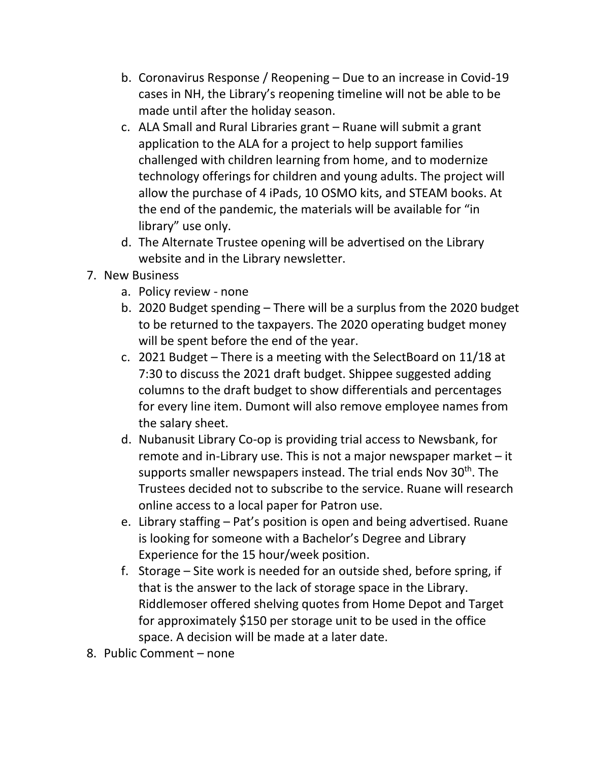b. Coronavirus Response / Reopening – Due to an increase in Covid-19 cases in NH, the Library's reopening timeline will not be able to be made until after the holiday season.
c. ALA Small and Rural Libraries grant – Ruane will submit a grant application to the ALA for a project to help support families challenged with children learning from home, and to modernize technology offerings for children and young adults. The project will allow the purchase of 4 iPads, 10 OSMO kits, and STEAM books. At the end of the pandemic, the materials will be available for "in library" use only.
d. The Alternate Trustee opening will be advertised on the Library website and in the Library newsletter.

7. New Business
   a. Policy review - none
   b. 2020 Budget spending – There will be a surplus from the 2020 budget to be returned to the taxpayers. The 2020 operating budget money will be spent before the end of the year.
   c. 2021 Budget – There is a meeting with the SelectBoard on 11/18 at 7:30 to discuss the 2021 draft budget. Shippee suggested adding columns to the draft budget to show differentials and percentages for every line item. Dumont will also remove employee names from the salary sheet.
   d. Nubanusit Library Co-op is providing trial access to Newsbank, for remote and in-Library use. This is not a major newspaper market – it supports smaller newspapers instead. The trial ends Nov 30th. The Trustees decided not to subscribe to the service. Ruane will research online access to a local paper for Patron use.
   e. Library staffing – Pat's position is open and being advertised. Ruane is looking for someone with a Bachelor's Degree and Library Experience for the 15 hour/week position.
   f. Storage – Site work is needed for an outside shed, before spring, if that is the answer to the lack of storage space in the Library. Riddlemoser offered shelving quotes from Home Depot and Target for approximately $150 per storage unit to be used in the office space. A decision will be made at a later date.
8. Public Comment – none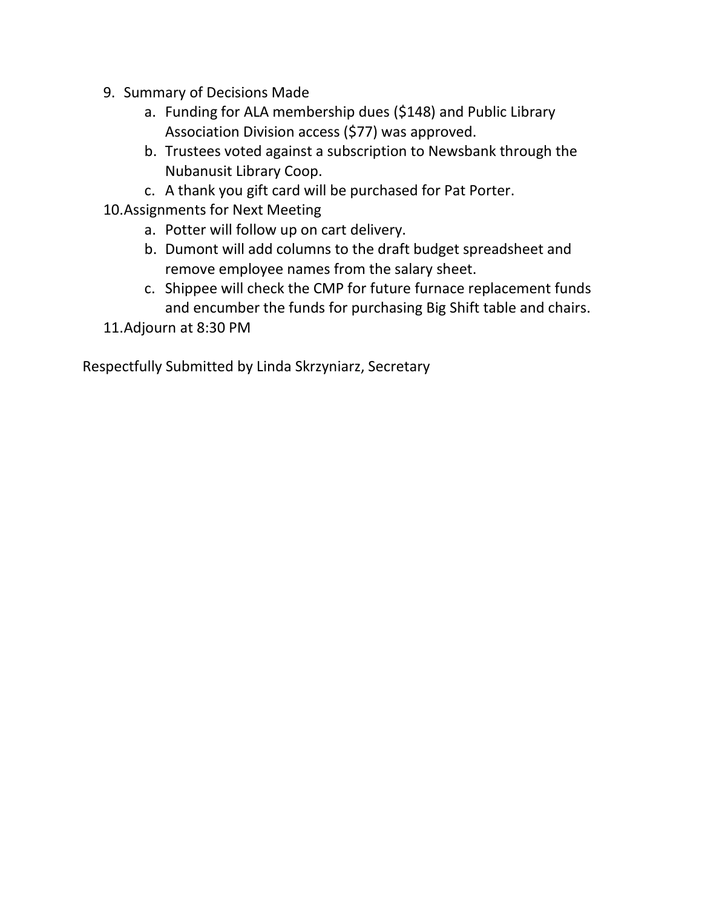9. Summary of Decisions Made
    a. Funding for ALA membership dues ($148) and Public Library Association Division access ($77) was approved.
    b. Trustees voted against a subscription to Newsbank through the Nubanusit Library Coop.
    c. A thank you gift card will be purchased for Pat Porter.
10. Assignments for Next Meeting
    a. Potter will follow up on cart delivery.
    b. Dumont will add columns to the draft budget spreadsheet and remove employee names from the salary sheet.
    c. Shippee will check the CMP for future furnace replacement funds and encumber the funds for purchasing Big Shift table and chairs.
11. Adjourn at 8:30 PM

Respectfully Submitted by Linda Skrzyniarz, Secretary